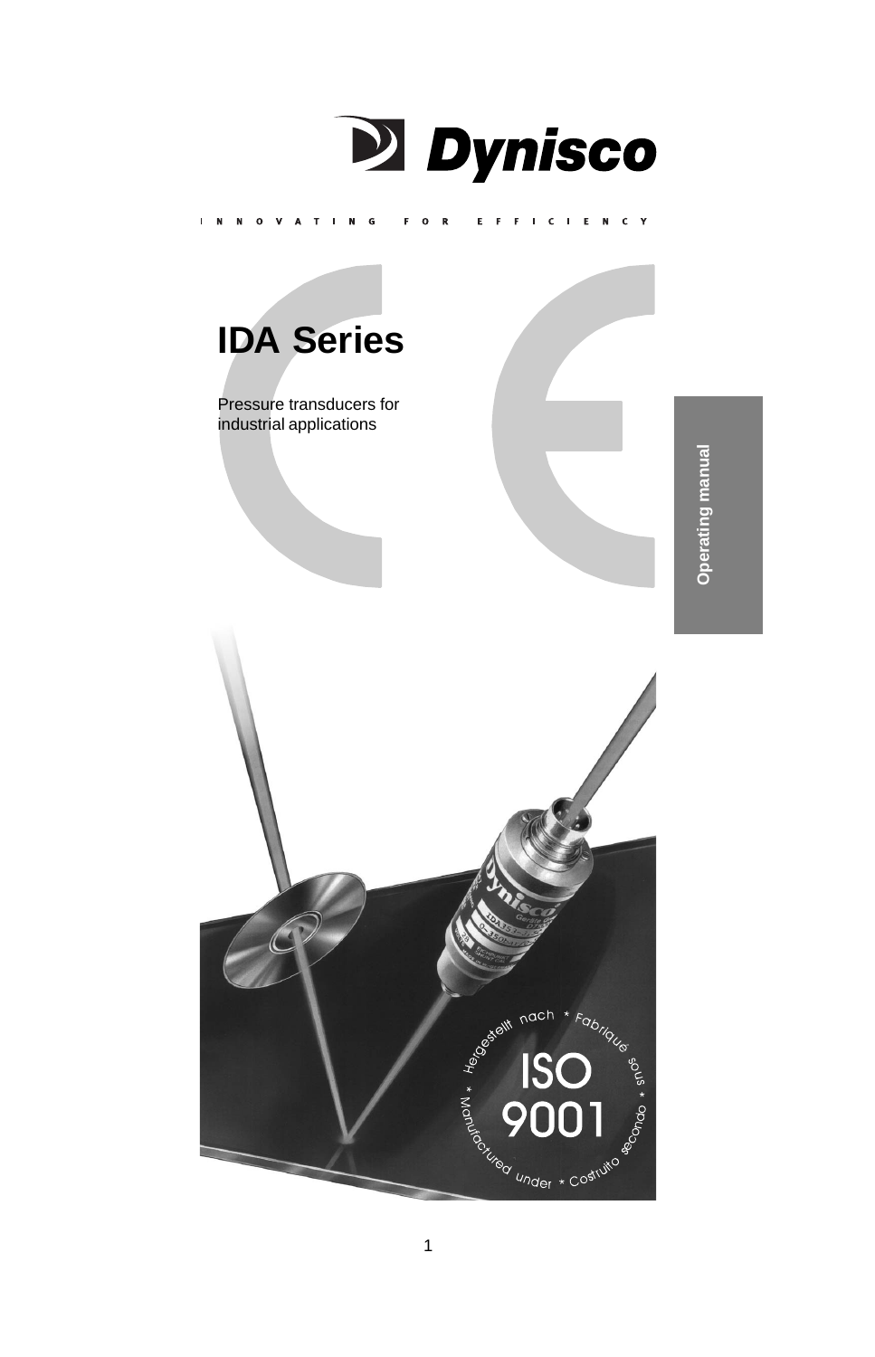Dynisco

INNOVATING FOR EFFICIENCY

# IDA Series

Pressure transducers for industrial applications

Operating manual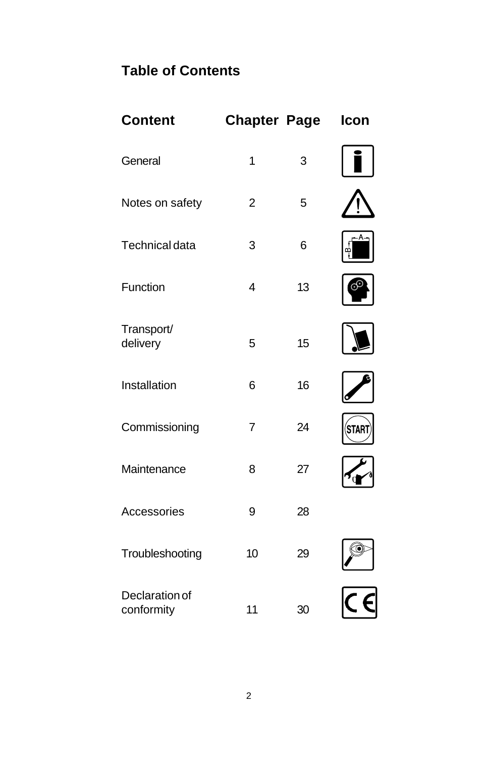# Table of Contents

| Content | Chapter | Page | Icon |
|---|---|---|---|
| General | 1 | 3 | |
| Notes on safety | 2 | 5 | |
| Technical data | 3 | 6 | |
| Function | 4 | 13 | |
| Transport/ delivery | 5 | 15 | |
| Installation | 6 | 16 | |
| Commissioning | 7 | 24 | |
| Maintenance | 8 | 27 | |
| Accessories | 9 | 28 | |
| Troubleshooting | 10 | 29 | |
| Declaration of conformity | 11 | 30 | |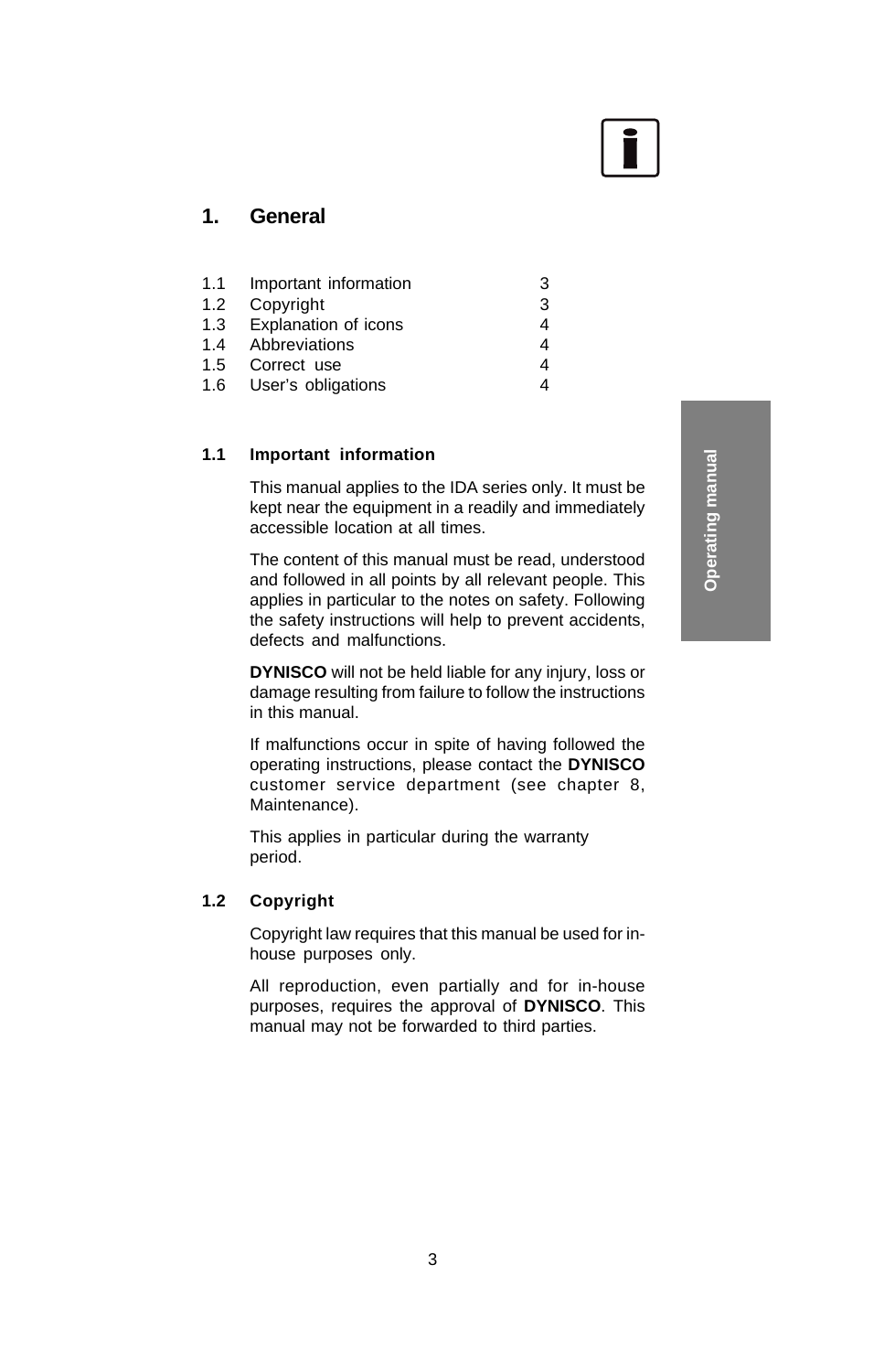# 1. General

| | | |
|---|---|---|
| 1.1 | Important information | 3 |
| 1.2 | Copyright | 3 |
| 1.3 | Explanation of icons | 4 |
| 1.4 | Abbreviations | 4 |
| 1.5 | Correct use | 4 |
| 1.6 | User's obligations | 4 |

## 1.1 Important information

This manual applies to the IDA series only. It must be kept near the equipment in a readily and immediately accessible location at all times.

The content of this manual must be read, understood and followed in all points by all relevant people. This applies in particular to the notes on safety. Following the safety instructions will help to prevent accidents, defects and malfunctions.

**DYNISCO** will not be held liable for any injury, loss or damage resulting from failure to follow the instructions in this manual.

If malfunctions occur in spite of having followed the operating instructions, please contact the **DYNISCO** customer service department (see chapter 8, Maintenance).

This applies in particular during the warranty period.

## 1.2 Copyright

Copyright law requires that this manual be used for in-house purposes only.

All reproduction, even partially and for in-house purposes, requires the approval of **DYNISCO**. This manual may not be forwarded to third parties.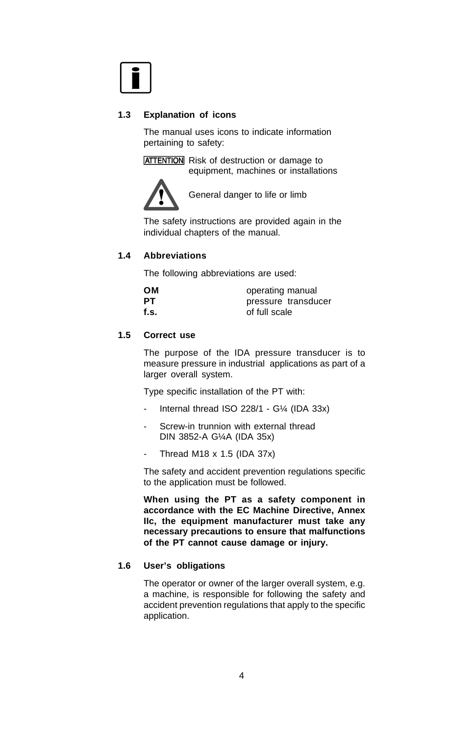### 1.3 Explanation of icons

The manual uses icons to indicate information pertaining to safety:

ATTENTION Risk of destruction or damage to equipment, machines or installations

General danger to life or limb

The safety instructions are provided again in the individual chapters of the manual.

### 1.4 Abbreviations

The following abbreviations are used:

| | |
|---|---|
| **OM** | operating manual |
| **PT** | pressure transducer |
| **f.s.** | of full scale |

### 1.5 Correct use

The purpose of the IDA pressure transducer is to measure pressure in industrial applications as part of a larger overall system.

Type specific installation of the PT with:

- Internal thread ISO 228/1 - G¼ (IDA 33x)
- Screw-in trunnion with external thread DIN 3852-A G¼A (IDA 35x)
- Thread M18 x 1.5 (IDA 37x)

The safety and accident prevention regulations specific to the application must be followed.

**When using the PT as a safety component in accordance with the EC Machine Directive, Annex IIc, the equipment manufacturer must take any necessary precautions to ensure that malfunctions of the PT cannot cause damage or injury.**

### 1.6 User's obligations

The operator or owner of the larger overall system, e.g. a machine, is responsible for following the safety and accident prevention regulations that apply to the specific application.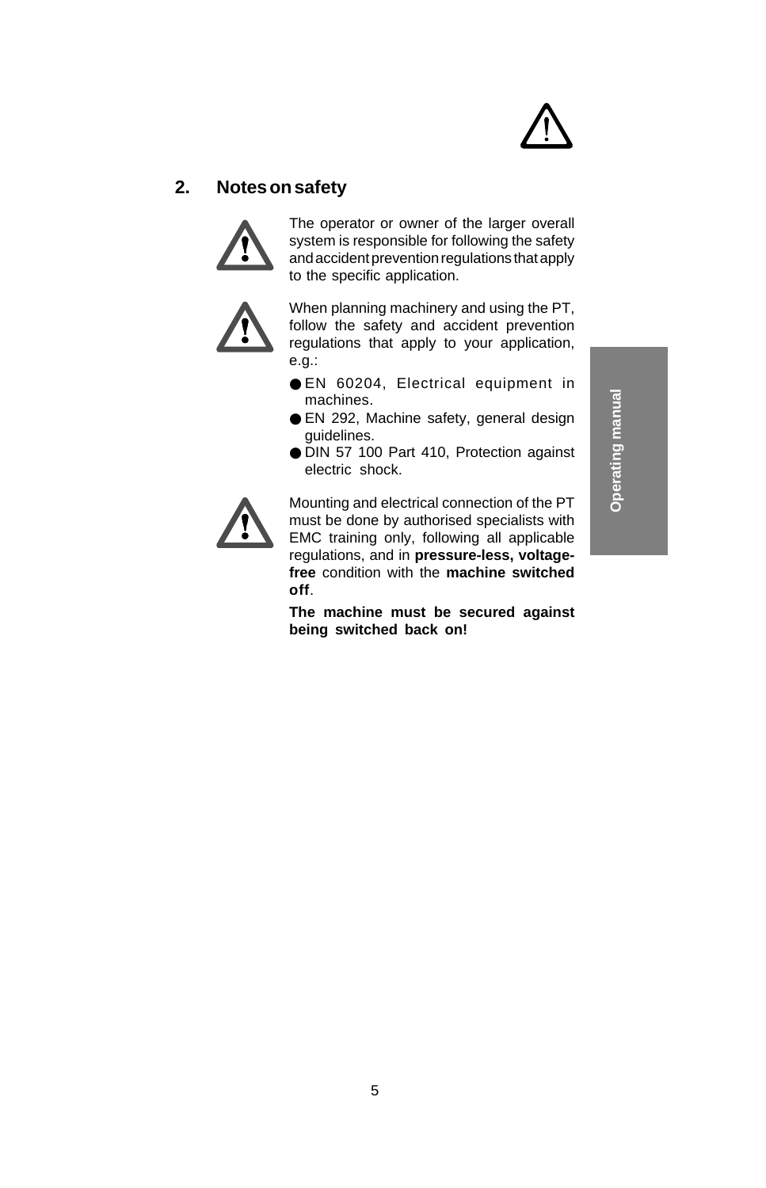## 2. Notes on safety

The operator or owner of the larger overall system is responsible for following the safety and accident prevention regulations that apply to the specific application.

When planning machinery and using the PT, follow the safety and accident prevention regulations that apply to your application, e.g.:

- EN 60204, Electrical equipment in machines.
- EN 292, Machine safety, general design guidelines.
- DIN 57 100 Part 410, Protection against electric shock.

Mounting and electrical connection of the PT must be done by authorised specialists with EMC training only, following all applicable regulations, and in **pressure-less, voltage-free** condition with the **machine switched off**.

**The machine must be secured against being switched back on!**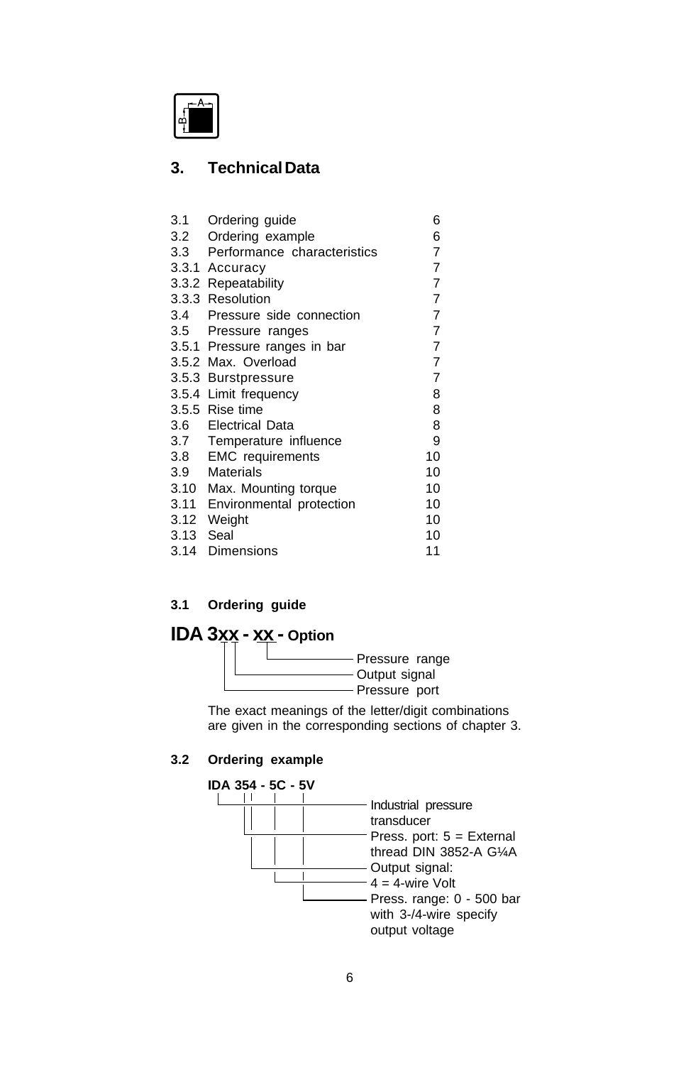# 3. Technical Data

| | | |
|---|---|---|
| 3.1 | Ordering guide | 6 |
| 3.2 | Ordering example | 6 |
| 3.3 | Performance characteristics | 7 |
| 3.3.1 | Accuracy | 7 |
| 3.3.2 | Repeatability | 7 |
| 3.3.3 | Resolution | 7 |
| 3.4 | Pressure side connection | 7 |
| 3.5 | Pressure ranges | 7 |
| 3.5.1 | Pressure ranges in bar | 7 |
| 3.5.2 | Max. Overload | 7 |
| 3.5.3 | Burstpressure | 7 |
| 3.5.4 | Limit frequency | 8 |
| 3.5.5 | Rise time | 8 |
| 3.6 | Electrical Data | 8 |
| 3.7 | Temperature influence | 9 |
| 3.8 | EMC requirements | 10 |
| 3.9 | Materials | 10 |
| 3.10 | Max. Mounting torque | 10 |
| 3.11 | Environmental protection | 10 |
| 3.12 | Weight | 10 |
| 3.13 | Seal | 10 |
| 3.14 | Dimensions | 11 |

### 3.1 Ordering guide

**IDA 3xx - xx - Option**

- Pressure range
- Output signal
- Pressure port

The exact meanings of the letter/digit combinations are given in the corresponding sections of chapter 3.

### 3.2 Ordering example

**IDA 354 - 5C - 5V**

- Industrial pressure transducer
- Press. port: 5 = External thread DIN 3852-A G¼A
- Output signal: 4 = 4-wire Volt
- Press. range: 0 - 500 bar with 3-/4-wire specify output voltage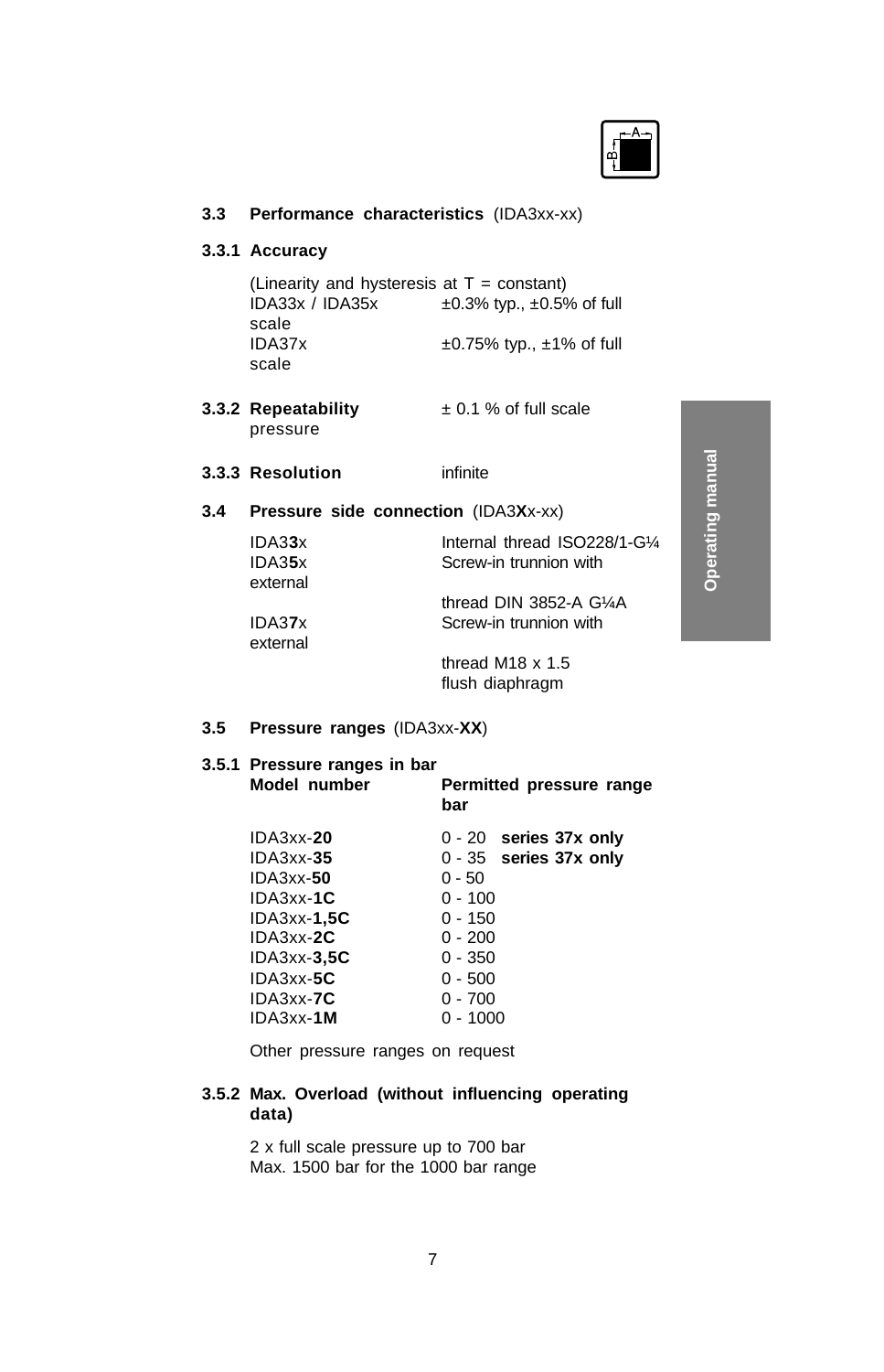### 3.3 Performance characteristics (IDA3xx-xx)

#### 3.3.1 Accuracy

(Linearity and hysteresis at T = constant)

| | |
|---|---|
| IDA33x / IDA35x scale | ±0.3% typ., ±0.5% of full |
| IDA37x scale | ±0.75% typ., ±1% of full |

#### 3.3.2 Repeatability pressure

± 0.1 % of full scale

#### 3.3.3 Resolution

infinite

### 3.4 Pressure side connection (IDA3**X**x-xx)

| | |
|---|---|
| IDA3**3**x | Internal thread ISO228/1-G¼ |
| IDA3**5**x external | Screw-in trunnion with thread DIN 3852-A G¼A |
| IDA3**7**x external | Screw-in trunnion with thread M18 x 1.5 flush diaphragm |

### 3.5 Pressure ranges (IDA3xx-**XX**)

#### 3.5.1 Pressure ranges in bar

| **Model number** | **Permitted pressure range bar** |
|---|---|
| IDA3xx-**20** | 0 - 20 **series 37x only** |
| IDA3xx-**35** | 0 - 35 **series 37x only** |
| IDA3xx-**50** | 0 - 50 |
| IDA3xx-**1C** | 0 - 100 |
| IDA3xx-**1,5C** | 0 - 150 |
| IDA3xx-**2C** | 0 - 200 |
| IDA3xx-**3,5C** | 0 - 350 |
| IDA3xx-**5C** | 0 - 500 |
| IDA3xx-**7C** | 0 - 700 |
| IDA3xx-**1M** | 0 - 1000 |

Other pressure ranges on request

#### 3.5.2 Max. Overload (without influencing operating data)

2 x full scale pressure up to 700 bar
Max. 1500 bar for the 1000 bar range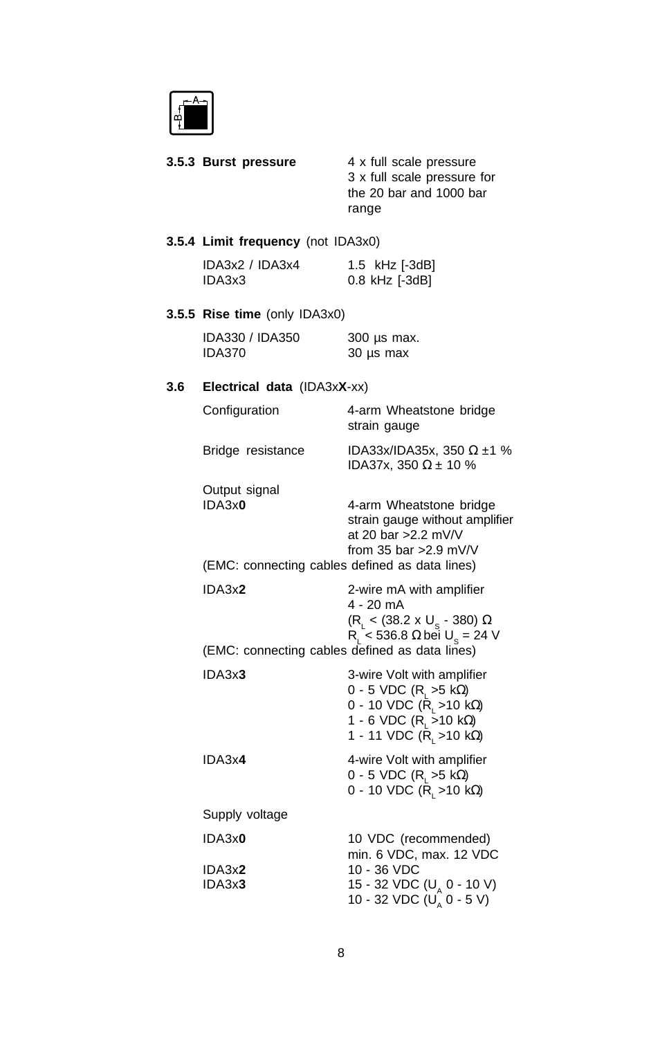### 3.5.3 Burst pressure

4 x full scale pressure
3 x full scale pressure for the 20 bar and 1000 bar range

### 3.5.4 Limit frequency (not IDA3x0)

| | |
|---|---|
| IDA3x2 / IDA3x4 | 1.5 kHz [-3dB] |
| IDA3x3 | 0.8 kHz [-3dB] |

### 3.5.5 Rise time (only IDA3x0)

| | |
|---|---|
| IDA330 / IDA350 | 300 µs max. |
| IDA370 | 30 µs max |

## 3.6 Electrical data (IDA3x**X**-xx)

**Configuration**
4-arm Wheatstone bridge strain gauge

**Bridge resistance**
IDA33x/IDA35x, 350 Ω ±1 %
IDA37x, 350 Ω ± 10 %

**Output signal**

IDA3x**0**
4-arm Wheatstone bridge strain gauge without amplifier
at 20 bar >2.2 mV/V
from 35 bar >2.9 mV/V
(EMC: connecting cables defined as data lines)

IDA3x**2**
2-wire mA with amplifier
4 - 20 mA
($R_L$ < (38.2 x $U_S$ - 380) Ω
$R_L$ < 536.8 Ω bei $U_S$ = 24 V
(EMC: connecting cables defined as data lines)

IDA3x**3**
3-wire Volt with amplifier
0 - 5 VDC ($R_L$ >5 kΩ)
0 - 10 VDC ($R_L$ >10 kΩ)
1 - 6 VDC ($R_L$ >10 kΩ)
1 - 11 VDC ($R_L$ >10 kΩ)

IDA3x**4**
4-wire Volt with amplifier
0 - 5 VDC ($R_L$ >5 kΩ)
0 - 10 VDC ($R_L$ >10 kΩ)

**Supply voltage**

IDA3x**0**
10 VDC (recommended)
min. 6 VDC, max. 12 VDC

IDA3x**2**
10 - 36 VDC

IDA3x**3**
15 - 32 VDC ($U_A$ 0 - 10 V)
10 - 32 VDC ($U_A$ 0 - 5 V)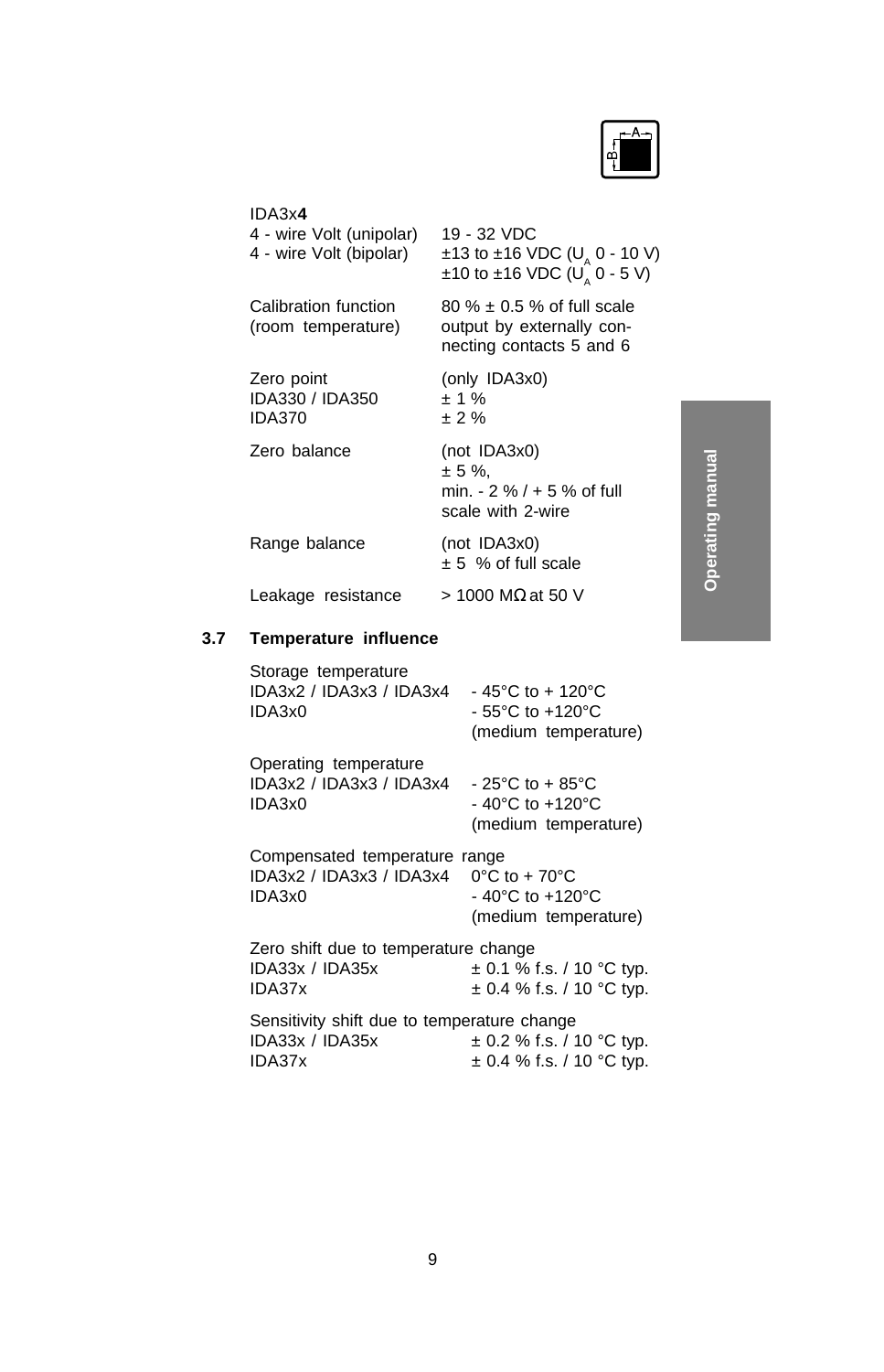IDA3x**4**

| | |
|---|---|
| 4 - wire Volt (unipolar) | 19 - 32 VDC |
| 4 - wire Volt (bipolar) | ±13 to ±16 VDC ($U_A$ 0 - 10 V)<br>±10 to ±16 VDC ($U_A$ 0 - 5 V) |
| Calibration function (room temperature) | 80 % ± 0.5 % of full scale output by externally connecting contacts 5 and 6 |
| Zero point | (only IDA3x0) |
| IDA330 / IDA350 | ± 1 % |
| IDA370 | ± 2 % |
| Zero balance | (not IDA3x0)<br>± 5 %,<br>min. - 2 % / + 5 % of full scale with 2-wire |
| Range balance | (not IDA3x0)<br>± 5 % of full scale |
| Leakage resistance | > 1000 MΩ at 50 V |

## 3.7 Temperature influence

| | |
|---|---|
| **Storage temperature** | |
| IDA3x2 / IDA3x3 / IDA3x4 | - 45°C to + 120°C |
| IDA3x0 | - 55°C to +120°C (medium temperature) |
| **Operating temperature** | |
| IDA3x2 / IDA3x3 / IDA3x4 | - 25°C to + 85°C |
| IDA3x0 | - 40°C to +120°C (medium temperature) |
| **Compensated temperature range** | |
| IDA3x2 / IDA3x3 / IDA3x4 | 0°C to + 70°C |
| IDA3x0 | - 40°C to +120°C (medium temperature) |
| **Zero shift due to temperature change** | |
| IDA33x / IDA35x | ± 0.1 % f.s. / 10 °C typ. |
| IDA37x | ± 0.4 % f.s. / 10 °C typ. |
| **Sensitivity shift due to temperature change** | |
| IDA33x / IDA35x | ± 0.2 % f.s. / 10 °C typ. |
| IDA37x | ± 0.4 % f.s. / 10 °C typ. |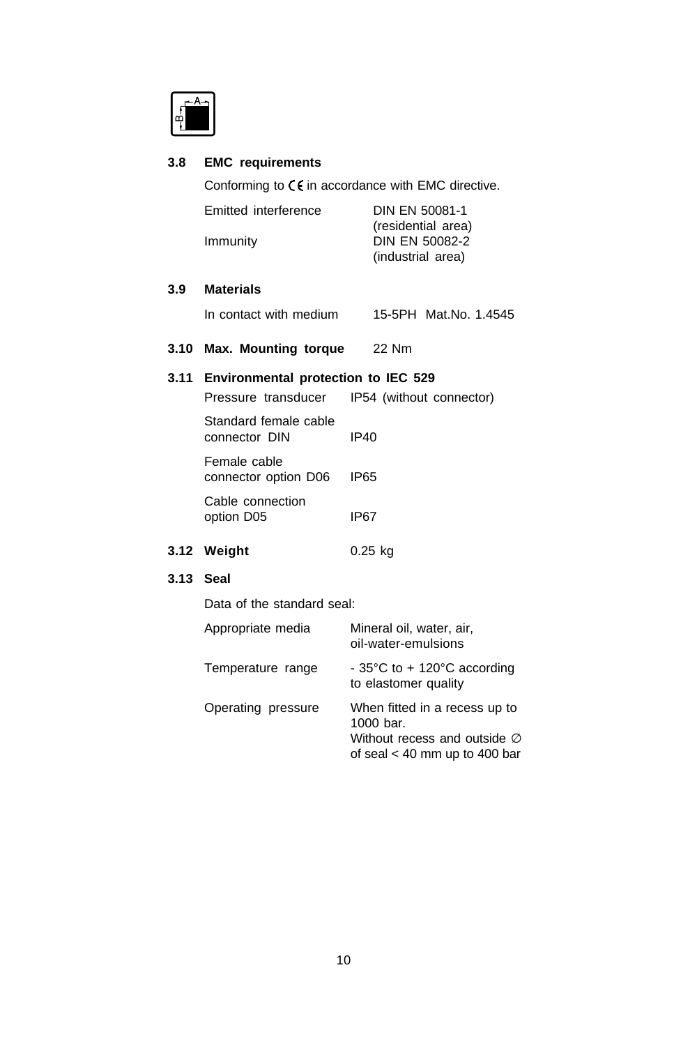### 3.8 EMC requirements

Conforming to CE in accordance with EMC directive.

| | |
|---|---|
| Emitted interference | DIN EN 50081-1 (residential area) |
| Immunity | DIN EN 50082-2 (industrial area) |

### 3.9 Materials

| | |
|---|---|
| In contact with medium | 15-5PH Mat.No. 1.4545 |

### 3.10 Max. Mounting torque 22 Nm

### 3.11 Environmental protection to IEC 529

| | |
|---|---|
| Pressure transducer | IP54 (without connector) |
| Standard female cable connector DIN | IP40 |
| Female cable connector option D06 | IP65 |
| Cable connection option D05 | IP67 |

### 3.12 Weight 0.25 kg

### 3.13 Seal

Data of the standard seal:

| | |
|---|---|
| Appropriate media | Mineral oil, water, air, oil-water-emulsions |
| Temperature range | - 35°C to + 120°C according to elastomer quality |
| Operating pressure | When fitted in a recess up to 1000 bar. Without recess and outside ∅ of seal < 40 mm up to 400 bar |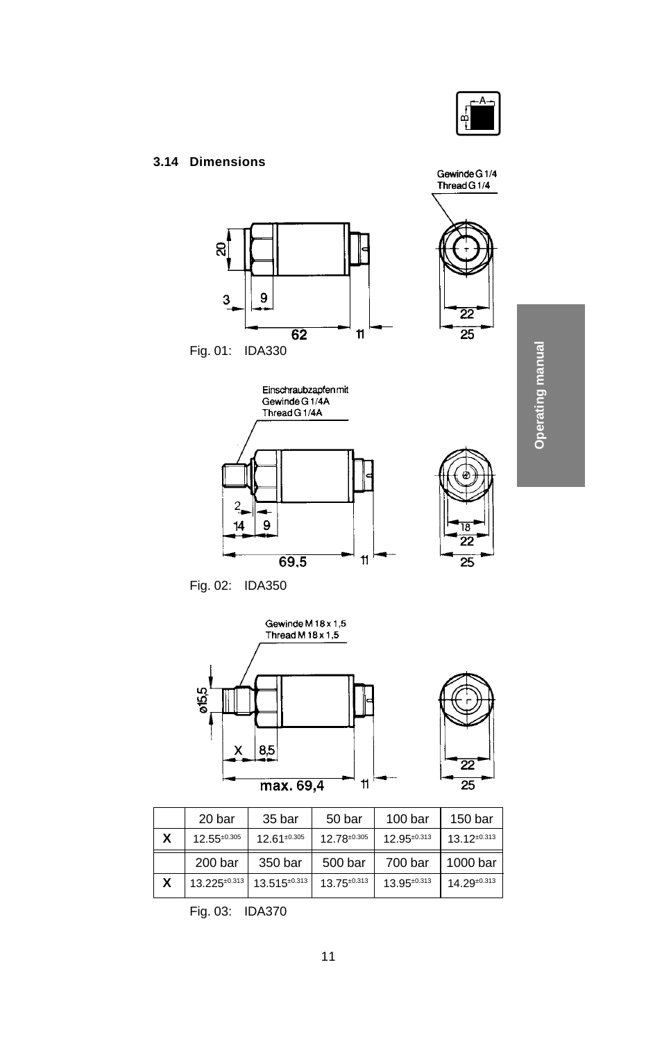### 3.14 Dimensions

Fig. 01: IDA330

Fig. 02: IDA350

|   | 20 bar | 35 bar | 50 bar | 100 bar | 150 bar |
|---|---|---|---|---|---|
| X | $12.55^{\pm 0.305}$ | $12.61^{\pm 0.305}$ | $12.78^{\pm 0.305}$ | $12.95^{\pm 0.313}$ | $13.12^{\pm 0.313}$ |
|   | 200 bar | 350 bar | 500 bar | 700 bar | 1000 bar |
| X | $13.225^{\pm 0.313}$ | $13.515^{\pm 0.313}$ | $13.75^{\pm 0.313}$ | $13.95^{\pm 0.313}$ | $14.29^{\pm 0.313}$ |

Fig. 03: IDA370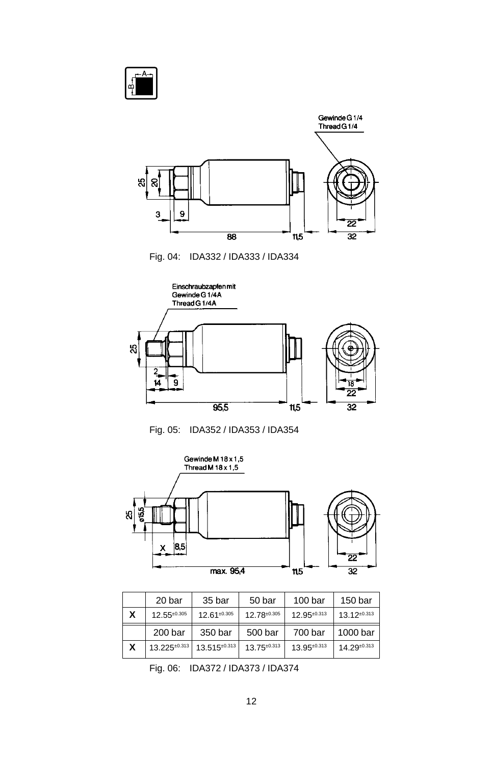Gewinde G 1/4
Thread G 1/4

25 20 3 9 88 11,5 22 32

Fig. 04: IDA332 / IDA333 / IDA334

Einschraubzapfen mit
Gewinde G 1/4A
Thread G 1/4A

25 2 14 9 95,5 11,5 18 22 32

Fig. 05: IDA352 / IDA353 / IDA354

Gewinde M 18 x 1,5
Thread M 18 x 1,5

25 ø15,5 X 8,5 max. 95,4 11,5 22 32

| | 20 bar | 35 bar | 50 bar | 100 bar | 150 bar |
|---|---|---|---|---|---|
| **X** | $12.55^{\pm0.305}$ | $12.61^{\pm0.305}$ | $12.78^{\pm0.305}$ | $12.95^{\pm0.313}$ | $13.12^{\pm0.313}$ |
| | 200 bar | 350 bar | 500 bar | 700 bar | 1000 bar |
| **X** | $13.225^{\pm0.313}$ | $13.515^{\pm0.313}$ | $13.75^{\pm0.313}$ | $13.95^{\pm0.313}$ | $14.29^{\pm0.313}$ |

Fig. 06: IDA372 / IDA373 / IDA374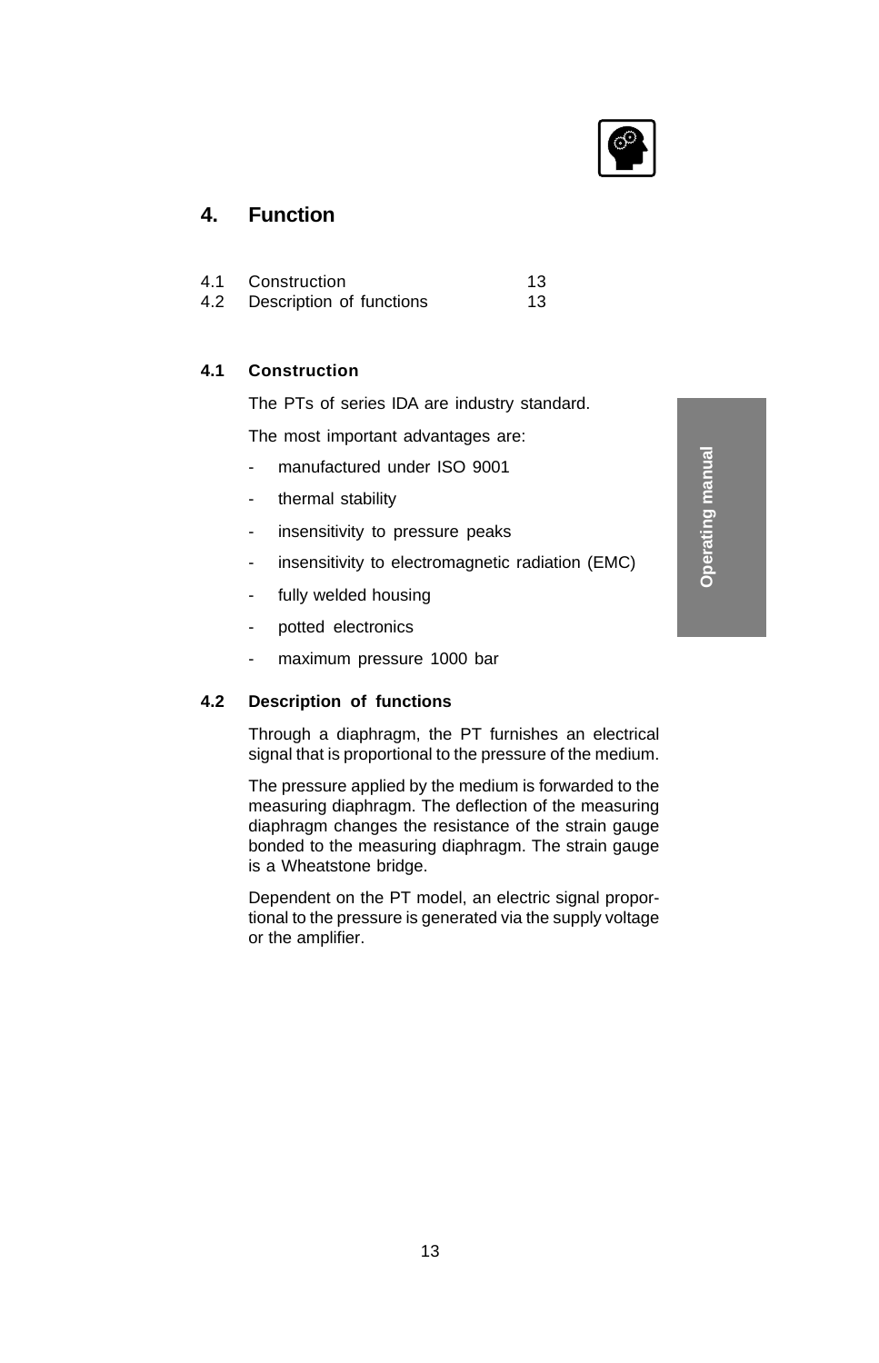# 4. Function

| | | |
|---|---|---|
| 4.1 | Construction | 13 |
| 4.2 | Description of functions | 13 |

## 4.1 Construction

The PTs of series IDA are industry standard.

The most important advantages are:

- manufactured under ISO 9001
- thermal stability
- insensitivity to pressure peaks
- insensitivity to electromagnetic radiation (EMC)
- fully welded housing
- potted electronics
- maximum pressure 1000 bar

## 4.2 Description of functions

Through a diaphragm, the PT furnishes an electrical signal that is proportional to the pressure of the medium.

The pressure applied by the medium is forwarded to the measuring diaphragm. The deflection of the measuring diaphragm changes the resistance of the strain gauge bonded to the measuring diaphragm. The strain gauge is a Wheatstone bridge.

Dependent on the PT model, an electric signal proportional to the pressure is generated via the supply voltage or the amplifier.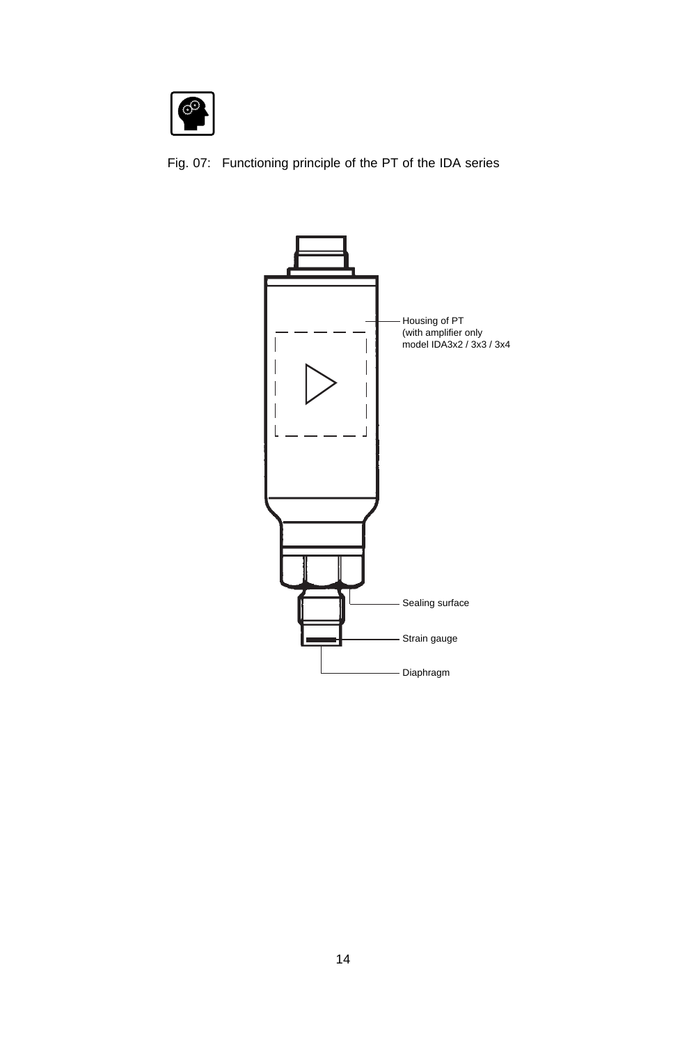Fig. 07: Functioning principle of the PT of the IDA series

Housing of PT
(with amplifier only
model IDA3x2 / 3x3 / 3x4

Sealing surface

Strain gauge

Diaphragm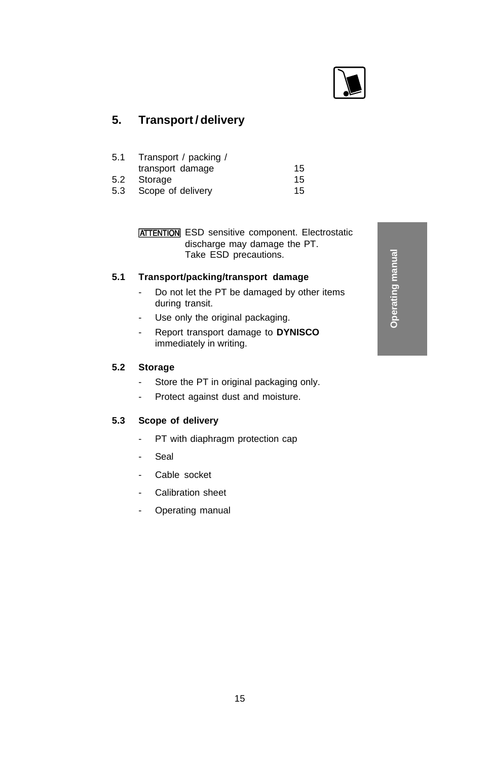# 5. Transport / delivery

| | | |
|---|---|---|
| 5.1 | Transport / packing / transport damage | 15 |
| 5.2 | Storage | 15 |
| 5.3 | Scope of delivery | 15 |

ATTENTION ESD sensitive component. Electrostatic discharge may damage the PT. Take ESD precautions.

## 5.1 Transport/packing/transport damage

- Do not let the PT be damaged by other items during transit.
- Use only the original packaging.
- Report transport damage to **DYNISCO** immediately in writing.

## 5.2 Storage

- Store the PT in original packaging only.
- Protect against dust and moisture.

## 5.3 Scope of delivery

- PT with diaphragm protection cap
- Seal
- Cable socket
- Calibration sheet
- Operating manual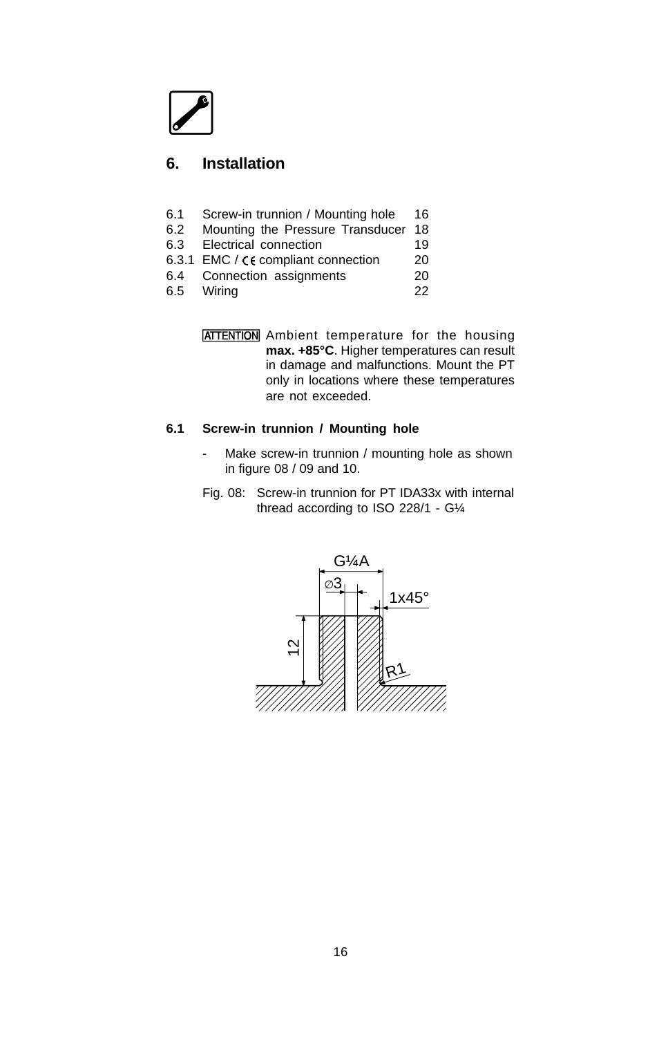# 6. Installation

| | | |
|---|---|---|
| 6.1 | Screw-in trunnion / Mounting hole | 16 |
| 6.2 | Mounting the Pressure Transducer | 18 |
| 6.3 | Electrical connection | 19 |
| 6.3.1 | EMC / CE compliant connection | 20 |
| 6.4 | Connection assignments | 20 |
| 6.5 | Wiring | 22 |

**ATTENTION** Ambient temperature for the housing **max. +85°C**. Higher temperatures can result in damage and malfunctions. Mount the PT only in locations where these temperatures are not exceeded.

## 6.1 Screw-in trunnion / Mounting hole

- Make screw-in trunnion / mounting hole as shown in figure 08 / 09 and 10.

Fig. 08: Screw-in trunnion for PT IDA33x with internal thread according to ISO 228/1 - G¼

G¼A

∅3

1x45°

12

R1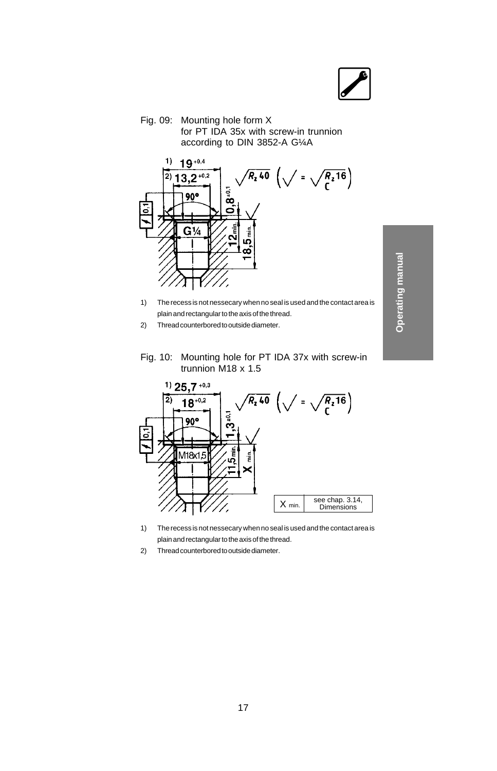Fig. 09: Mounting hole form X for PT IDA 35x with screw-in trunnion according to DIN 3852-A G¼A

1) The recess is not nessecary when no seal is used and the contact area is plain and rectangular to the axis of the thread.

2) Thread counterbored to outside diameter.

Fig. 10: Mounting hole for PT IDA 37x with screw-in trunnion M18 x 1.5

| X min. | see chap. 3.14, Dimensions |
|---|---|

1) The recess is not nessecary when no seal is used and the contact area is plain and rectangular to the axis of the thread.

2) Thread counterbored to outside diameter.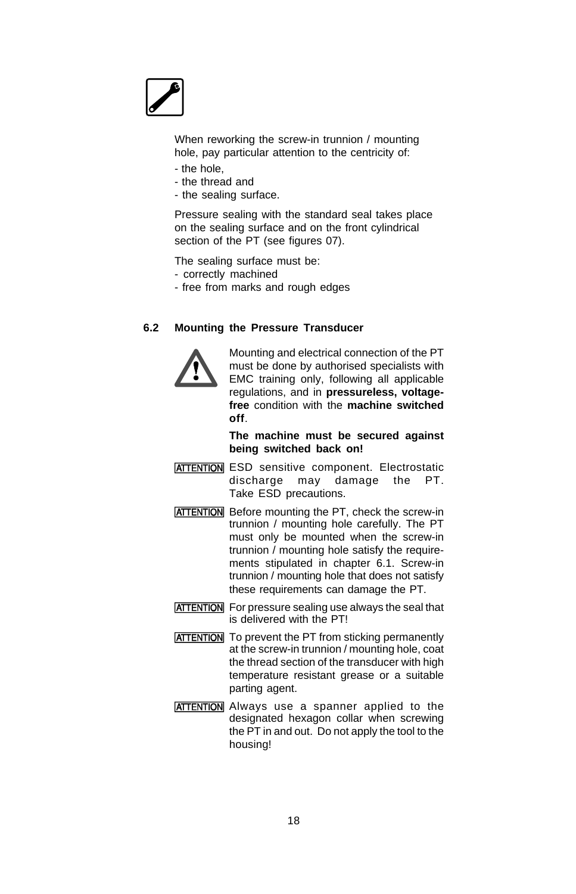When reworking the screw-in trunnion / mounting hole, pay particular attention to the centricity of:

- the hole,
- the thread and
- the sealing surface.

Pressure sealing with the standard seal takes place on the sealing surface and on the front cylindrical section of the PT (see figures 07).

The sealing surface must be:

- correctly machined
- free from marks and rough edges

## 6.2 Mounting the Pressure Transducer

Mounting and electrical connection of the PT must be done by authorised specialists with EMC training only, following all applicable regulations, and in **pressureless, voltage-free** condition with the **machine switched off**.

**The machine must be secured against being switched back on!**

ATTENTION ESD sensitive component. Electrostatic discharge may damage the PT. Take ESD precautions.

ATTENTION Before mounting the PT, check the screw-in trunnion / mounting hole carefully. The PT must only be mounted when the screw-in trunnion / mounting hole satisfy the requirements stipulated in chapter 6.1. Screw-in trunnion / mounting hole that does not satisfy these requirements can damage the PT.

ATTENTION For pressure sealing use always the seal that is delivered with the PT!

ATTENTION To prevent the PT from sticking permanently at the screw-in trunnion / mounting hole, coat the thread section of the transducer with high temperature resistant grease or a suitable parting agent.

ATTENTION Always use a spanner applied to the designated hexagon collar when screwing the PT in and out. Do not apply the tool to the housing!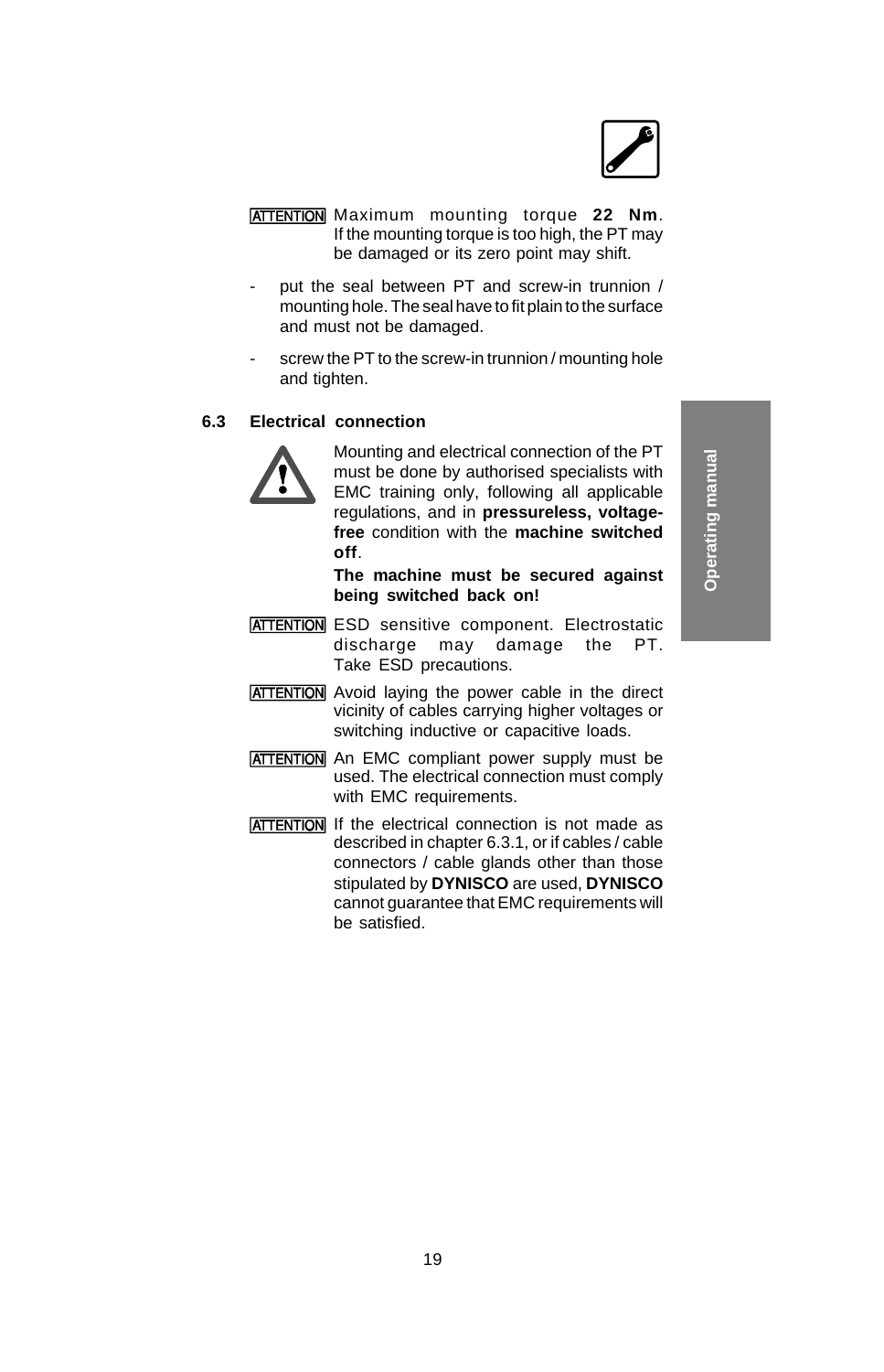**ATTENTION** Maximum mounting torque **22 Nm**. If the mounting torque is too high, the PT may be damaged or its zero point may shift.

- put the seal between PT and screw-in trunnion / mounting hole. The seal have to fit plain to the surface and must not be damaged.
- screw the PT to the screw-in trunnion / mounting hole and tighten.

## 6.3 Electrical connection

Mounting and electrical connection of the PT must be done by authorised specialists with EMC training only, following all applicable regulations, and in **pressureless, voltage-free** condition with the **machine switched off**.

**The machine must be secured against being switched back on!**

**ATTENTION** ESD sensitive component. Electrostatic discharge may damage the PT. Take ESD precautions.

**ATTENTION** Avoid laying the power cable in the direct vicinity of cables carrying higher voltages or switching inductive or capacitive loads.

**ATTENTION** An EMC compliant power supply must be used. The electrical connection must comply with EMC requirements.

**ATTENTION** If the electrical connection is not made as described in chapter 6.3.1, or if cables / cable connectors / cable glands other than those stipulated by **DYNISCO** are used, **DYNISCO** cannot guarantee that EMC requirements will be satisfied.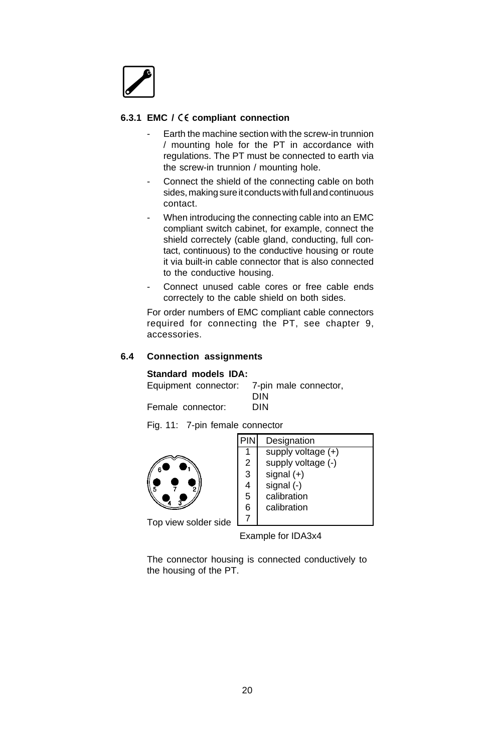### 6.3.1 EMC / CE compliant connection

- Earth the machine section with the screw-in trunnion / mounting hole for the PT in accordance with regulations. The PT must be connected to earth via the screw-in trunnion / mounting hole.
- Connect the shield of the connecting cable on both sides, making sure it conducts with full and continuous contact.
- When introducing the connecting cable into an EMC compliant switch cabinet, for example, connect the shield correctely (cable gland, conducting, full contact, continuous) to the conductive housing or route it via built-in cable connector that is also connected to the conductive housing.
- Connect unused cable cores or free cable ends correctely to the cable shield on both sides.

For order numbers of EMC compliant cable connectors required for connecting the PT, see chapter 9, accessories.

### 6.4 Connection assignments

**Standard models IDA:**

Equipment connector: 7-pin male connector, DIN

Female connector: DIN

Fig. 11: 7-pin female connector

Top view solder side

| PIN | Designation |
|---|---|
| 1 | supply voltage (+) |
| 2 | supply voltage (-) |
| 3 | signal (+) |
| 4 | signal (-) |
| 5 | calibration |
| 6 | calibration |
| 7 | |

Example for IDA3x4

The connector housing is connected conductively to the housing of the PT.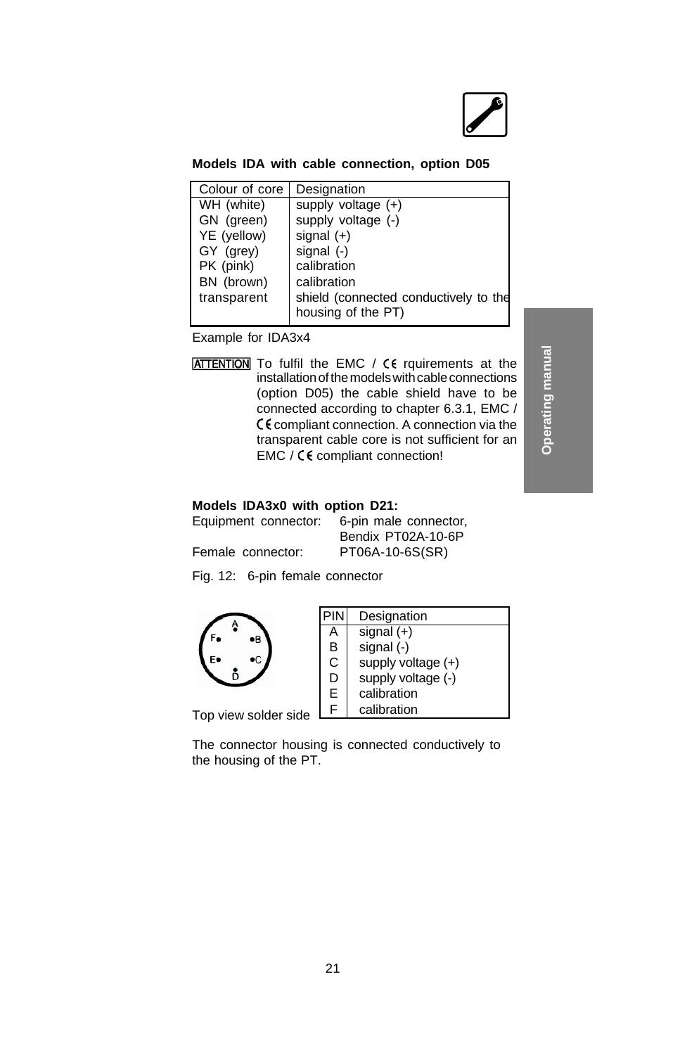**Models IDA with cable connection, option D05**

| Colour of core | Designation |
|---|---|
| WH (white) | supply voltage (+) |
| GN (green) | supply voltage (-) |
| YE (yellow) | signal (+) |
| GY (grey) | signal (-) |
| PK (pink) | calibration |
| BN (brown) | calibration |
| transparent | shield (connected conductively to the housing of the PT) |

Example for IDA3x4

ATTENTION To fulfil the EMC / CE rquirements at the installation of the models with cable connections (option D05) the cable shield have to be connected according to chapter 6.3.1, EMC / CE compliant connection. A connection via the transparent cable core is not sufficient for an EMC / CE compliant connection!

**Models IDA3x0 with option D21:**

Equipment connector: 6-pin male connector, Bendix PT02A-10-6P

Female connector: PT06A-10-6S(SR)

Fig. 12: 6-pin female connector

Top view solder side

| PIN | Designation |
|---|---|
| A | signal (+) |
| B | signal (-) |
| C | supply voltage (+) |
| D | supply voltage (-) |
| E | calibration |
| F | calibration |

The connector housing is connected conductively to the housing of the PT.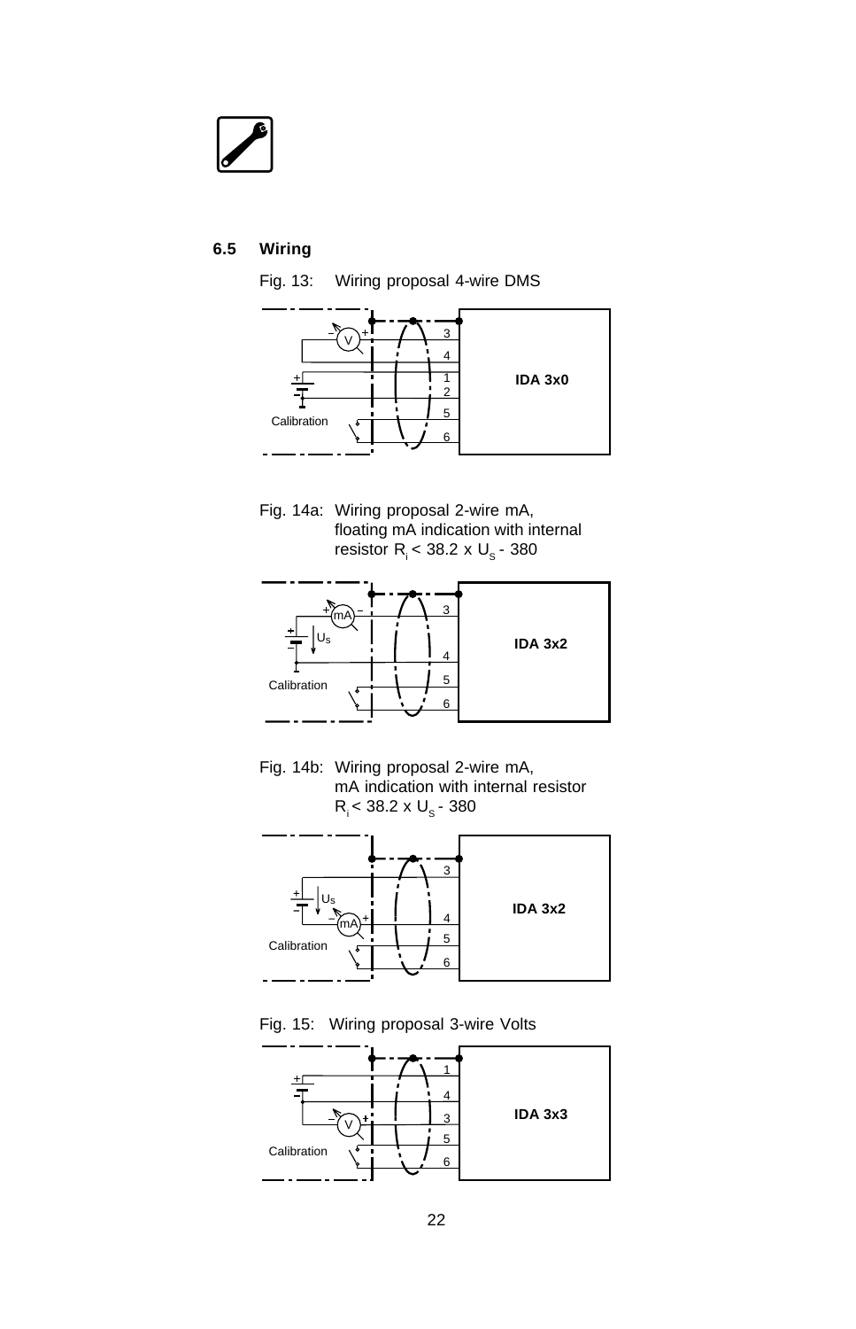## 6.5 Wiring

Fig. 13: Wiring proposal 4-wire DMS

V

Calibration

3
4
1
2
5
6

**IDA 3x0**

Fig. 14a: Wiring proposal 2-wire mA, floating mA indication with internal resistor $R_i < 38.2 \times U_S - 380$

mA

$U_S$

Calibration

3
4
5
6

**IDA 3x2**

Fig. 14b: Wiring proposal 2-wire mA, mA indication with internal resistor $R_i < 38.2 \times U_S - 380$

$U_S$

mA

Calibration

3
4
5
6

**IDA 3x2**

Fig. 15: Wiring proposal 3-wire Volts

V

Calibration

1
4
3
5
6

**IDA 3x3**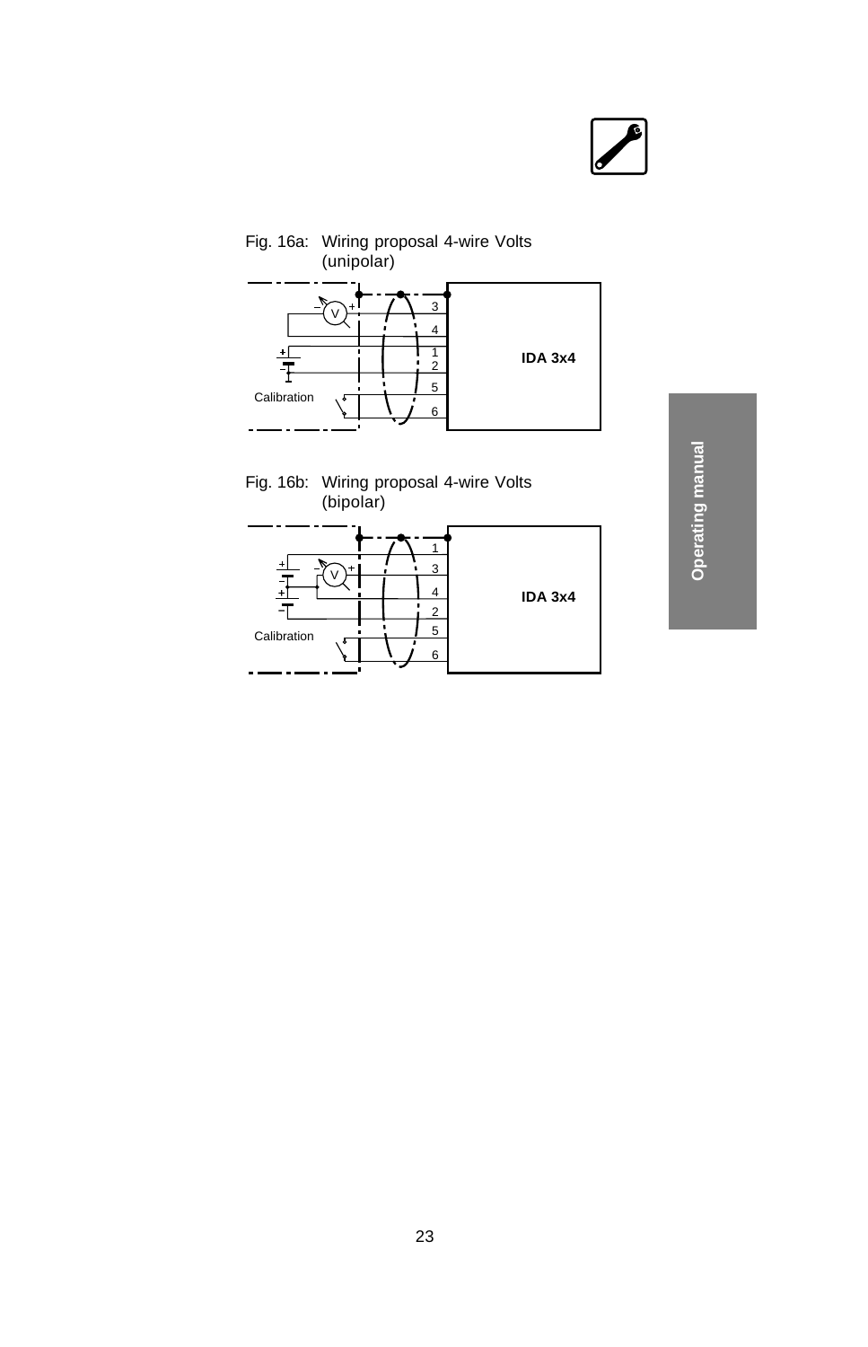Fig. 16a: Wiring proposal 4-wire Volts (unipolar)

Calibration

IDA 3x4

Fig. 16b: Wiring proposal 4-wire Volts (bipolar)

Calibration

IDA 3x4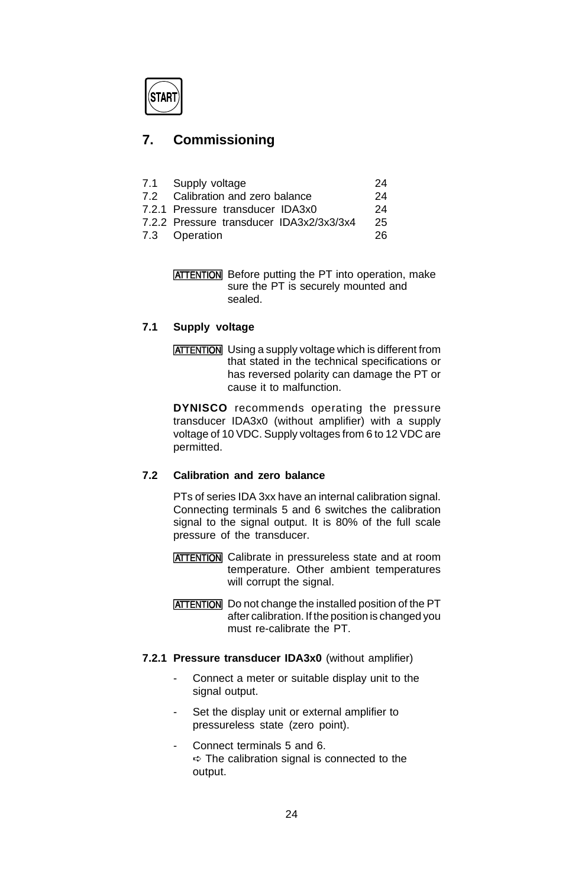START

# 7. Commissioning

| | | |
|---|---|---|
| 7.1 | Supply voltage | 24 |
| 7.2 | Calibration and zero balance | 24 |
| 7.2.1 | Pressure transducer IDA3x0 | 24 |
| 7.2.2 | Pressure transducer IDA3x2/3x3/3x4 | 25 |
| 7.3 | Operation | 26 |

ATTENTION Before putting the PT into operation, make sure the PT is securely mounted and sealed.

### 7.1 Supply voltage

ATTENTION Using a supply voltage which is different from that stated in the technical specifications or has reversed polarity can damage the PT or cause it to malfunction.

**DYNISCO** recommends operating the pressure transducer IDA3x0 (without amplifier) with a supply voltage of 10 VDC. Supply voltages from 6 to 12 VDC are permitted.

### 7.2 Calibration and zero balance

PTs of series IDA 3xx have an internal calibration signal. Connecting terminals 5 and 6 switches the calibration signal to the signal output. It is 80% of the full scale pressure of the transducer.

ATTENTION Calibrate in pressureless state and at room temperature. Other ambient temperatures will corrupt the signal.

ATTENTION Do not change the installed position of the PT after calibration. If the position is changed you must re-calibrate the PT.

#### 7.2.1 Pressure transducer IDA3x0 (without amplifier)

- Connect a meter or suitable display unit to the signal output.
- Set the display unit or external amplifier to pressureless state (zero point).
- Connect terminals 5 and 6.
  ➪ The calibration signal is connected to the output.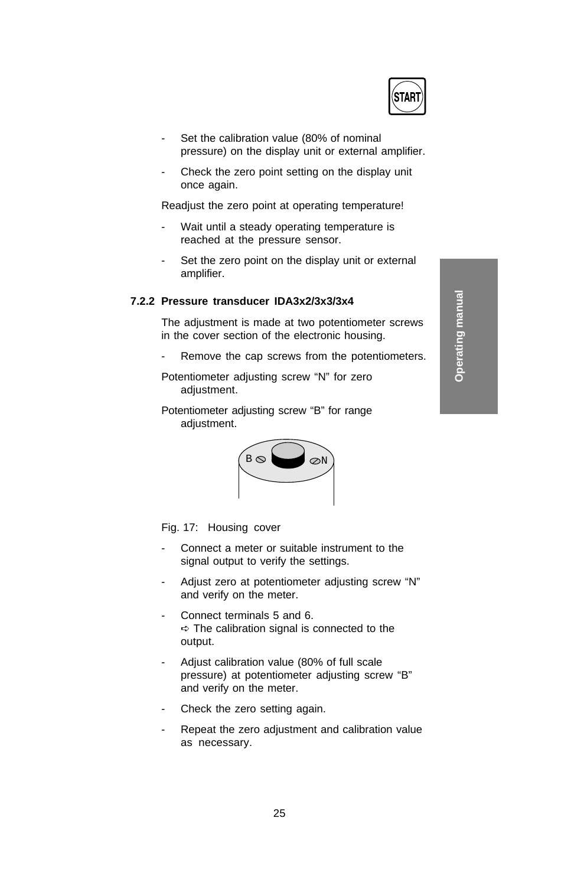- Set the calibration value (80% of nominal pressure) on the display unit or external amplifier.
- Check the zero point setting on the display unit once again.

Readjust the zero point at operating temperature!

- Wait until a steady operating temperature is reached at the pressure sensor.
- Set the zero point on the display unit or external amplifier.

### 7.2.2 Pressure transducer IDA3x2/3x3/3x4

The adjustment is made at two potentiometer screws in the cover section of the electronic housing.

- Remove the cap screws from the potentiometers.

Potentiometer adjusting screw “N” for zero adjustment.

Potentiometer adjusting screw “B” for range adjustment.

Fig. 17: Housing cover

- Connect a meter or suitable instrument to the signal output to verify the settings.
- Adjust zero at potentiometer adjusting screw “N” and verify on the meter.
- Connect terminals 5 and 6.
  ➪ The calibration signal is connected to the output.
- Adjust calibration value (80% of full scale pressure) at potentiometer adjusting screw “B” and verify on the meter.
- Check the zero setting again.
- Repeat the zero adjustment and calibration value as necessary.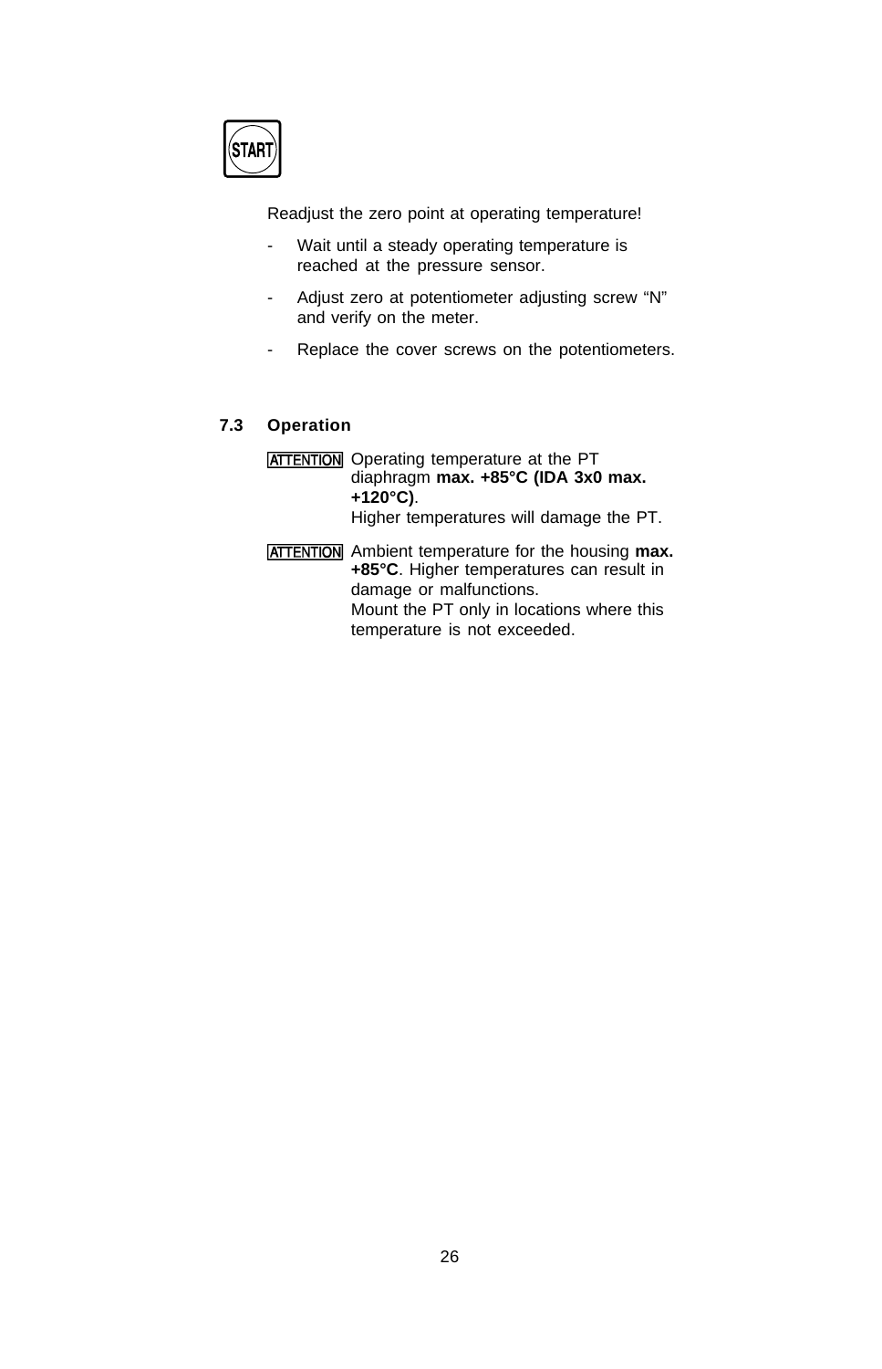**START**

Readjust the zero point at operating temperature!

- Wait until a steady operating temperature is reached at the pressure sensor.
- Adjust zero at potentiometer adjusting screw “N” and verify on the meter.
- Replace the cover screws on the potentiometers.

### 7.3 Operation

**ATTENTION** Operating temperature at the PT diaphragm **max. +85°C (IDA 3x0 max. +120°C)**.
Higher temperatures will damage the PT.

**ATTENTION** Ambient temperature for the housing **max. +85°C**. Higher temperatures can result in damage or malfunctions.
Mount the PT only in locations where this temperature is not exceeded.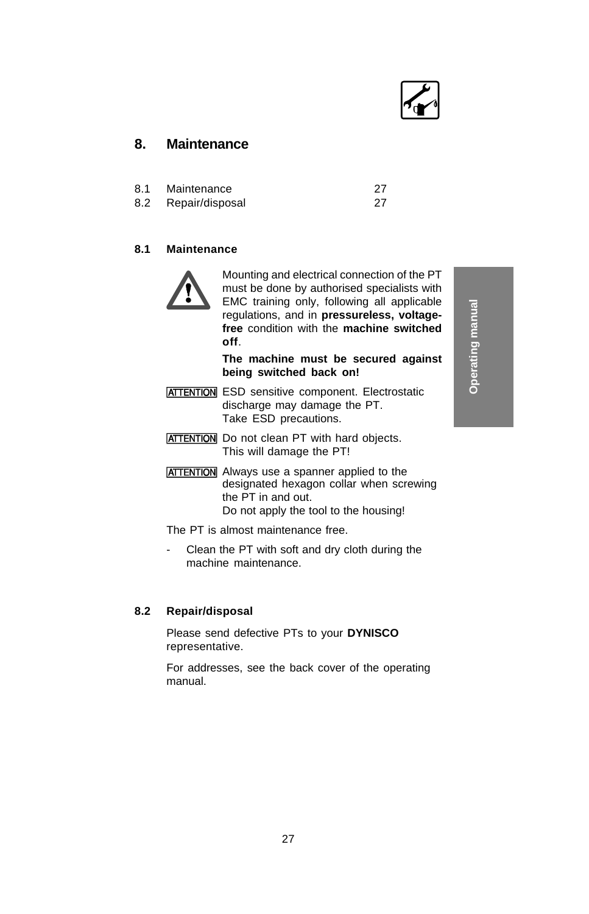# 8. Maintenance

| | | |
|---|---|---|
| 8.1 | Maintenance | 27 |
| 8.2 | Repair/disposal | 27 |

## 8.1 Maintenance

Mounting and electrical connection of the PT must be done by authorised specialists with EMC training only, following all applicable regulations, and in **pressureless, voltage-free** condition with the **machine switched off**.

**The machine must be secured against being switched back on!**

ATTENTION ESD sensitive component. Electrostatic discharge may damage the PT. Take ESD precautions.

ATTENTION Do not clean PT with hard objects. This will damage the PT!

ATTENTION Always use a spanner applied to the designated hexagon collar when screwing the PT in and out. Do not apply the tool to the housing!

The PT is almost maintenance free.

- Clean the PT with soft and dry cloth during the machine maintenance.

## 8.2 Repair/disposal

Please send defective PTs to your **DYNISCO** representative.

For addresses, see the back cover of the operating manual.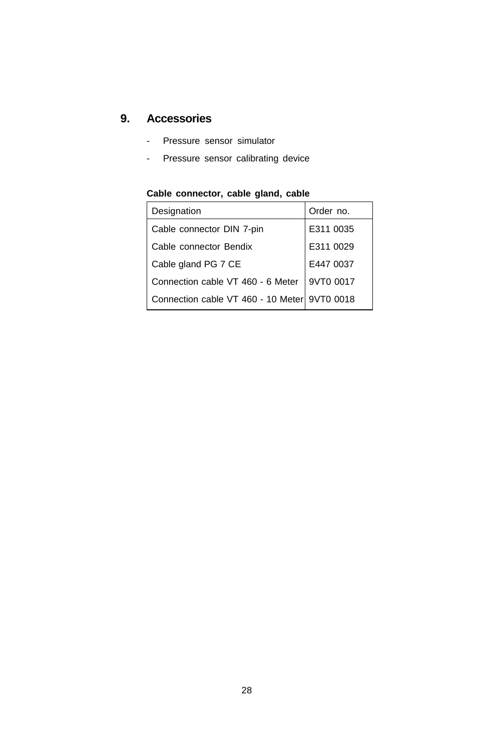## 9. Accessories

- Pressure sensor simulator
- Pressure sensor calibrating device

**Cable connector, cable gland, cable**

| Designation | Order no. |
|---|---|
| Cable connector DIN 7-pin | E311 0035 |
| Cable connector Bendix | E311 0029 |
| Cable gland PG 7 CE | E447 0037 |
| Connection cable VT 460 - 6 Meter | 9VT0 0017 |
| Connection cable VT 460 - 10 Meter | 9VT0 0018 |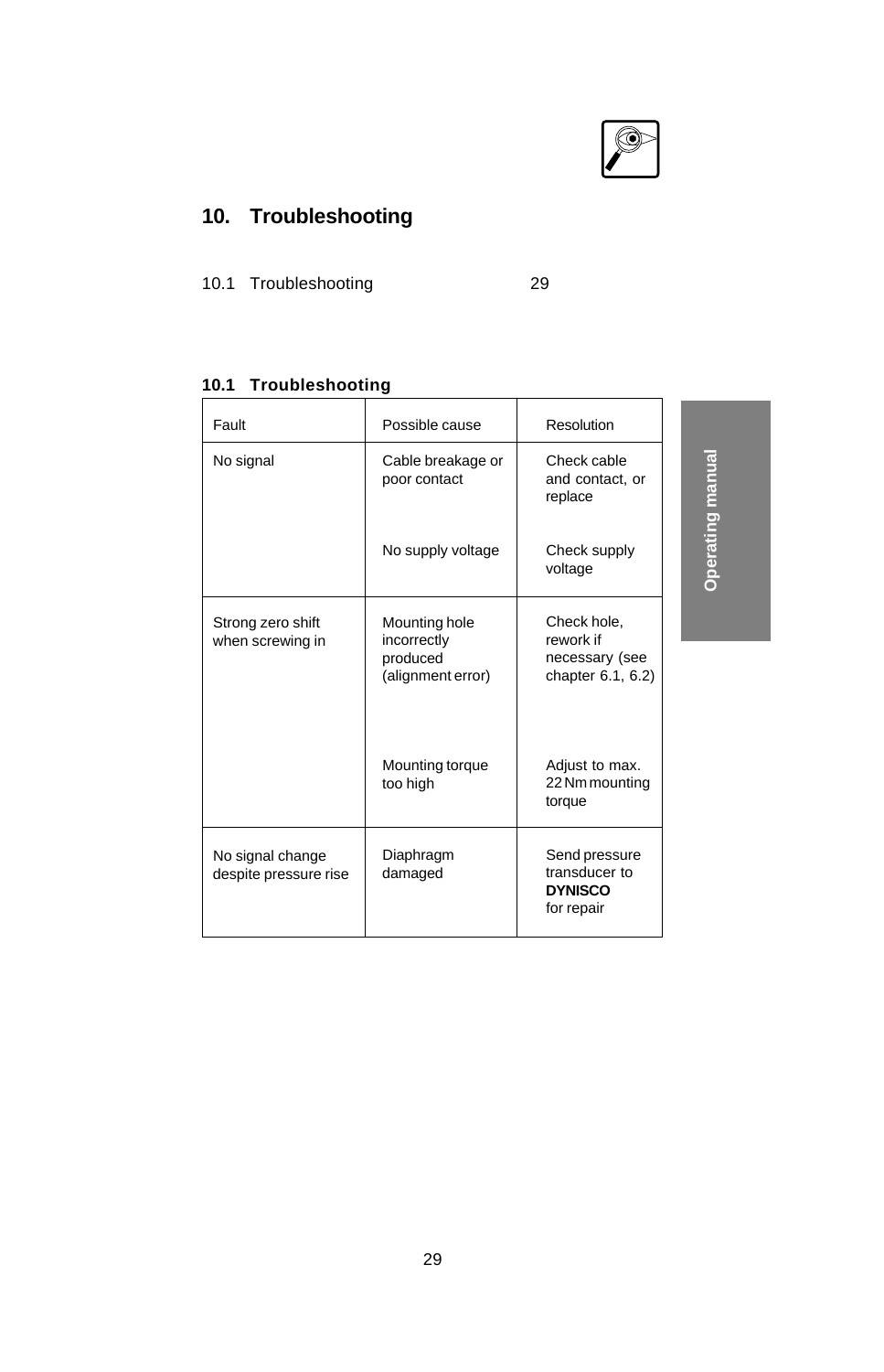# 10. Troubleshooting

10.1 Troubleshooting 29

## 10.1 Troubleshooting

| Fault | Possible cause | Resolution |
|---|---|---|
| No signal | Cable breakage or poor contact | Check cable and contact, or replace |
| | No supply voltage | Check supply voltage |
| Strong zero shift when screwing in | Mounting hole incorrectly produced (alignment error) | Check hole, rework if necessary (see chapter 6.1, 6.2) |
| | Mounting torque too high | Adjust to max. 22 Nm mounting torque |
| No signal change despite pressure rise | Diaphragm damaged | Send pressure transducer to **DYNISCO** for repair |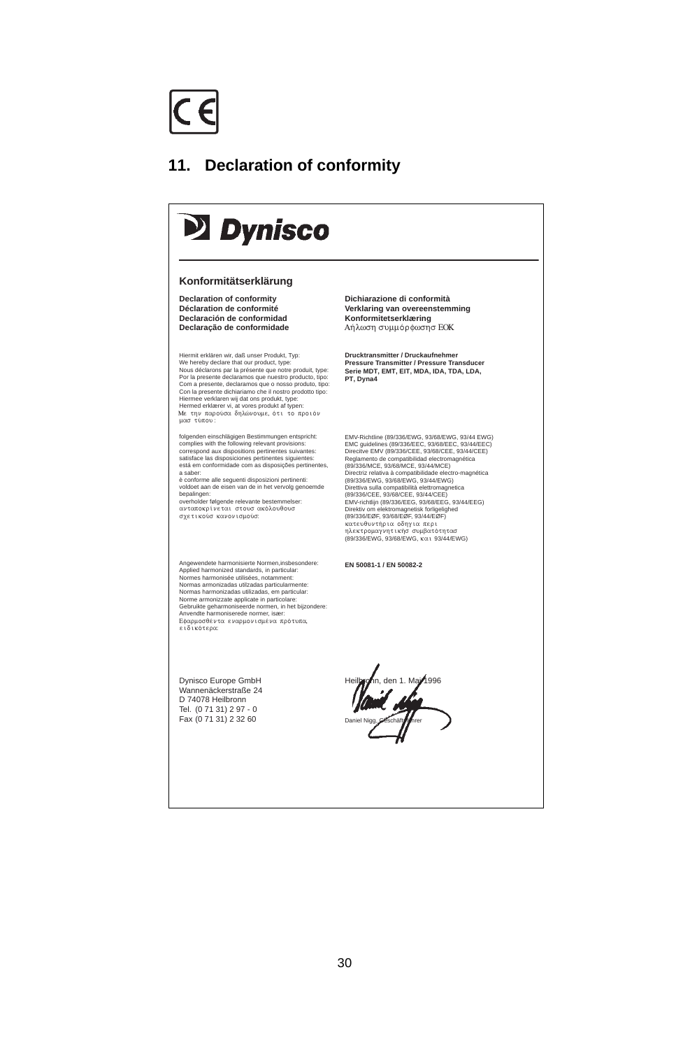CE

## 11. Declaration of conformity

**Dynisco**

### Konformitätserklärung

**Declaration of conformity**
**Déclaration de conformité**
**Declaración de conformidad**
**Declaração de conformidade**

**Dichiarazione di conformità**
**Verklaring van overeenstemming**
**Konformitetserklæring**
Δήλωση συμμόρφωσης ΕΟΚ

Hiermit erklären wir, daß unser Produkt, Typ:
We hereby declare that our product, type:
Nous déclarons par la présente que notre produit, type:
Por la presente declaramos que nuestro producto, tipo:
Com a presente, declaramos que o nosso produto, tipo:
Con la presente dichiariamo che il nostro prodotto tipo:
Hiermee verklaren wij dat ons produkt, type:
Hermed erklærer vi, at vores produkt af typen:
Με την παρούσα δηλώνουμε, ότι το προιόν μας τύπου:

**Drucktransmitter / Druckaufnehmer**
**Pressure Transmitter / Pressure Transducer**
**Serie MDT, EMT, EIT, MDA, IDA, TDA, LDA, PT, Dyna4**

folgenden einschlägigen Bestimmungen entspricht:
complies with the following relevant provisions:
correspond aux dispositions pertinentes suivantes:
satisface las disposiciones pertinentes siguientes:
está em conformidade com as disposições pertinentes, a saber:
è conforme alle seguenti disposizioni pertinenti:
voldoet aan de eisen van de in het vervolg genoemde bepalingen:
overholder følgende relevante bestemmelser:
ανταποκρίνεται στους ακόλουθους σχετικούς κανονισμούς:

EMV-Richtline (89/336/EWG, 93/68/EWG, 93/44 EWG)
EMC guidelines (89/336/EEC, 93/68/EEC, 93/44/EEC)
Direcitve EMV (89/336/CEE, 93/68/CEE, 93/44/CEE)
Reglamento de compatibilidad electromagnética (89/336/MCE, 93/68/MCE, 93/44/MCE)
Directriz relativa à compatibilidade electro-magnética (89/336/EWG, 93/68/EWG, 93/44/EWG)
Direttiva sulla compatibilità elettromagnetica (89/336/CEE, 93/68/CEE, 93/44/CEE)
EMV-richtlijn (89/336/EEG, 93/68/EEG, 93/44/EEG)
Direktiv om elektromagnetisk forligelighed (89/336/EØF, 93/68/EØF, 93/44/EØF)
κατευθυντήρια οδηγία περι ηλεκτρομαγνητικής συμβατότητας (89/336/EWG, 93/68/EWG, και 93/44/EWG)

Angewendete harmonisierte Normen,insbesondere:
Applied harmonized standards, in particular:
Normes harmonisée utilisées, notamment:
Normas armonizadas utilzadas particularmente:
Normas harmonizadas utilizadas, em particular:
Norme armonizzate applicate in particolare:
Gebruikte geharmoniseerde normen, in het bijzondere:
Anvendte harmoniserede normer, især:
Εφαρμοσθέντα εναρμονισμένα πρότυπα, ειδικότερα:

**EN 50081-1 / EN 50082-2**

Dynisco Europe GmbH
Wannenäckerstraße 24
D 74078 Heilbronn
Tel. (0 71 31) 2 97 - 0
Fax (0 71 31) 2 32 60

Heilbronn, den 1. Mai 1996

Daniel Nigg, Geschäftsführer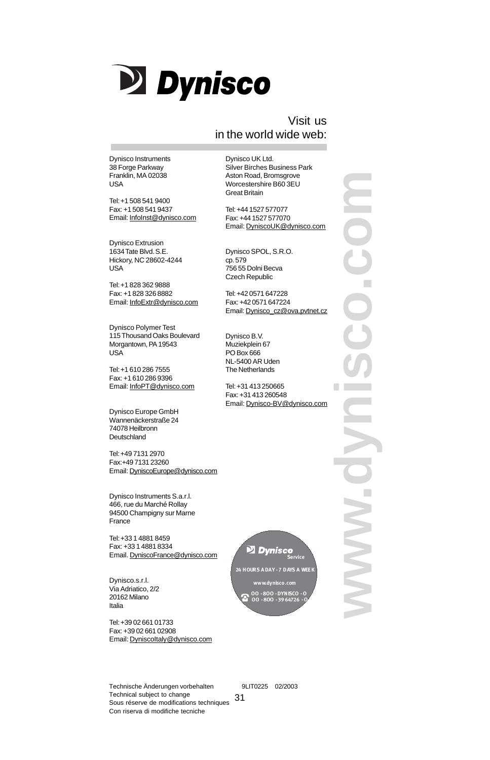# Dynisco

Visit us
in the world wide web:

www.dynisco.com

Dynisco Instruments
38 Forge Parkway
Franklin, MA 02038
USA

Tel: +1 508 541 9400
Fax: +1 508 541 9437
Email: InfoInst@dynisco.com

Dynisco Extrusion
1634 Tate Blvd. S.E.
Hickory, NC 28602-4244
USA

Tel: +1 828 362 9888
Fax: +1 828 326 8882
Email: InfoExtr@dynisco.com

Dynisco Polymer Test
115 Thousand Oaks Boulevard
Morgantown, PA 19543
USA

Tel: +1 610 286 7555
Fax: +1 610 286 9396
Email: InfoPT@dynisco.com

Dynisco Europe GmbH
Wannenäckerstraße 24
74078 Heilbronn
Deutschland

Tel: +49 7131 2970
Fax:+49 7131 23260
Email: DyniscoEurope@dynisco.com

Dynisco Instruments S.a.r.l.
466, rue du Marché Rollay
94500 Champigny sur Marne
France

Tel: +33 1 4881 8459
Fax: +33 1 4881 8334
Email. DyniscoFrance@dynisco.com

Dynisco.s.r.l.
Via Adriatico, 2/2
20162 Milano
Italia

Tel: +39 02 661 01733
Fax: +39 02 661 02908
Email: DyniscoItaly@dynisco.com

Dynisco UK Ltd.
Silver Birches Business Park
Aston Road, Bromsgrove
Worcestershire B60 3EU
Great Britain

Tel: +44 1527 577077
Fax: +44 1527 577070
Email: DyniscoUK@dynisco.com

Dynisco SPOL, S.R.O.
cp. 579
756 55 Dolni Becva
Czech Republic

Tel: +42 0571 647228
Fax: +42 0571 647224
Email: Dynisco_cz@ova.pvtnet.cz

Dynisco B.V.
Muziekplein 67
PO Box 666
NL-5400 AR Uden
The Netherlands

Tel: +31 413 250665
Fax: +31 413 260548
Email: Dynisco-BV@dynisco.com

Dynisco Service
24 HOURS A DAY - 7 DAYS A WEEK
www.dynisco.com
00 - 800 - DYNISCO - 0
00 - 800 - 39 64726 - 0

Technische Änderungen vorbehalten
Technical subject to change
Sous réserve de modifications techniques
Con riserva di modifiche tecniche

9LIT0225 02/2003